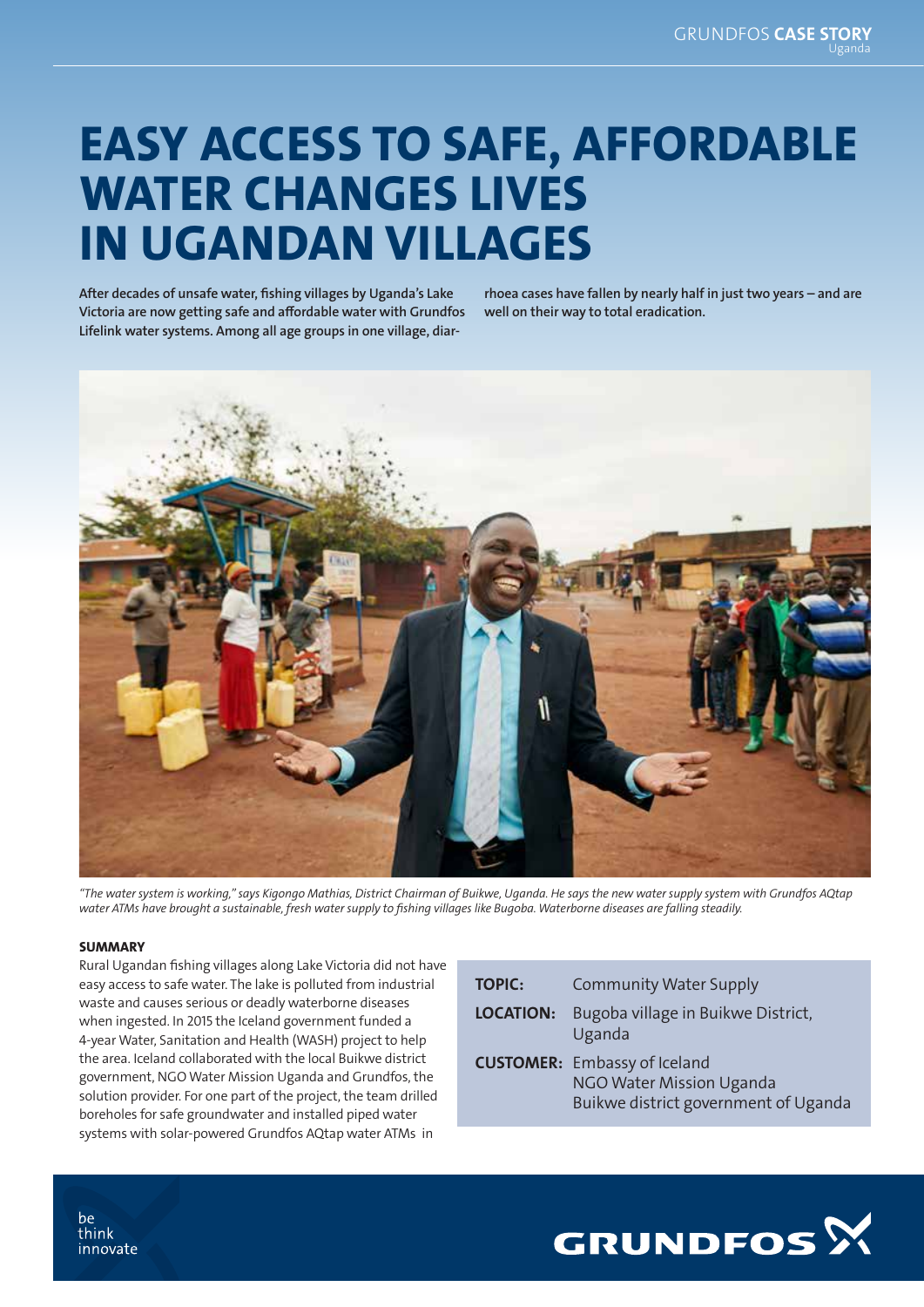# EASY ACCESS TO SAFE, AFFORDABLE WATER CHANGES LIVES IN UGANDAN VILLAGES

**After decades of unsafe water, fishing villages by Uganda's Lake Victoria are now getting safe and affordable water with Grundfos Lifelink water systems. Among all age groups in one village, diarrhoea cases have fallen by nearly half in just two years – and are well on their way to total eradication.**

*"The water system is working," says Kigongo Mathias, District Chairman of Buikwe, Uganda. He says the new water supply system with Grundfos AQtap water ATMs have brought a sustainable, fresh water supply to fishing villages like Bugoba. Waterborne diseases are falling steadily.*

**SUMMARY**

Rural Ugandan fishing villages along Lake Victoria did not have easy access to safe water. The lake is polluted from industrial waste and causes serious or deadly waterborne diseases when ingested. In 2015 the Iceland government funded a 4-year Water, Sanitation and Health (WASH) project to help the area. Iceland collaborated with the local Buikwe district government, NGO Water Mission Uganda and Grundfos, the solution provider. For one part of the project, the team drilled boreholes for safe groundwater and installed piped water systems with solar-powered Grundfos AQtap water ATMs in

| | |
|---|---|
| **TOPIC:** | Community Water Supply |
| **LOCATION:** | Bugoba village in Buikwe District, Uganda |
| **CUSTOMER:** | Embassy of Iceland<br>NGO Water Mission Uganda<br>Buikwe district government of Uganda |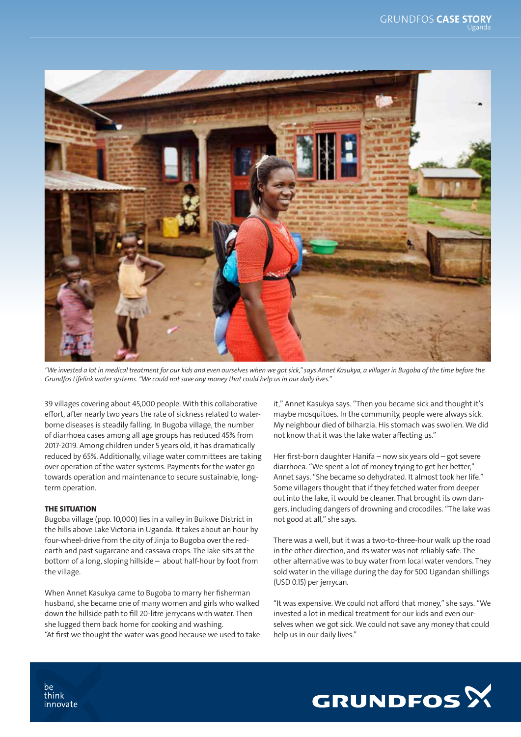*"We invested a lot in medical treatment for our kids and even ourselves when we got sick," says Annet Kasukya, a villager in Bugoba of the time before the Grundfos Lifelink water systems. "We could not save any money that could help us in our daily lives."*

39 villages covering about 45,000 people. With this collaborative effort, after nearly two years the rate of sickness related to water-borne diseases is steadily falling. In Bugoba village, the number of diarrhoea cases among all age groups has reduced 45% from 2017-2019. Among children under 5 years old, it has dramatically reduced by 65%. Additionally, village water committees are taking over operation of the water systems. Payments for the water go towards operation and maintenance to secure sustainable, long-term operation.

**THE SITUATION**

Bugoba village (pop. 10,000) lies in a valley in Buikwe District in the hills above Lake Victoria in Uganda. It takes about an hour by four-wheel-drive from the city of Jinja to Bugoba over the red-earth and past sugarcane and cassava crops. The lake sits at the bottom of a long, sloping hillside – about half-hour by foot from the village.

When Annet Kasukya came to Bugoba to marry her fisherman husband, she became one of many women and girls who walked down the hillside path to fill 20-litre jerrycans with water. Then she lugged them back home for cooking and washing.
"At first we thought the water was good because we used to take it," Annet Kasukya says. "Then you became sick and thought it's maybe mosquitoes. In the community, people were always sick. My neighbour died of bilharzia. His stomach was swollen. We did not know that it was the lake water affecting us."

Her first-born daughter Hanifa – now six years old – got severe diarrhoea. "We spent a lot of money trying to get her better," Annet says. "She became so dehydrated. It almost took her life." Some villagers thought that if they fetched water from deeper out into the lake, it would be cleaner. That brought its own dangers, including dangers of drowning and crocodiles. "The lake was not good at all," she says.

There was a well, but it was a two-to-three-hour walk up the road in the other direction, and its water was not reliably safe. The other alternative was to buy water from local water vendors. They sold water in the village during the day for 500 Ugandan shillings (USD 0.15) per jerrycan.

"It was expensive. We could not afford that money," she says. "We invested a lot in medical treatment for our kids and even ourselves when we got sick. We could not save any money that could help us in our daily lives."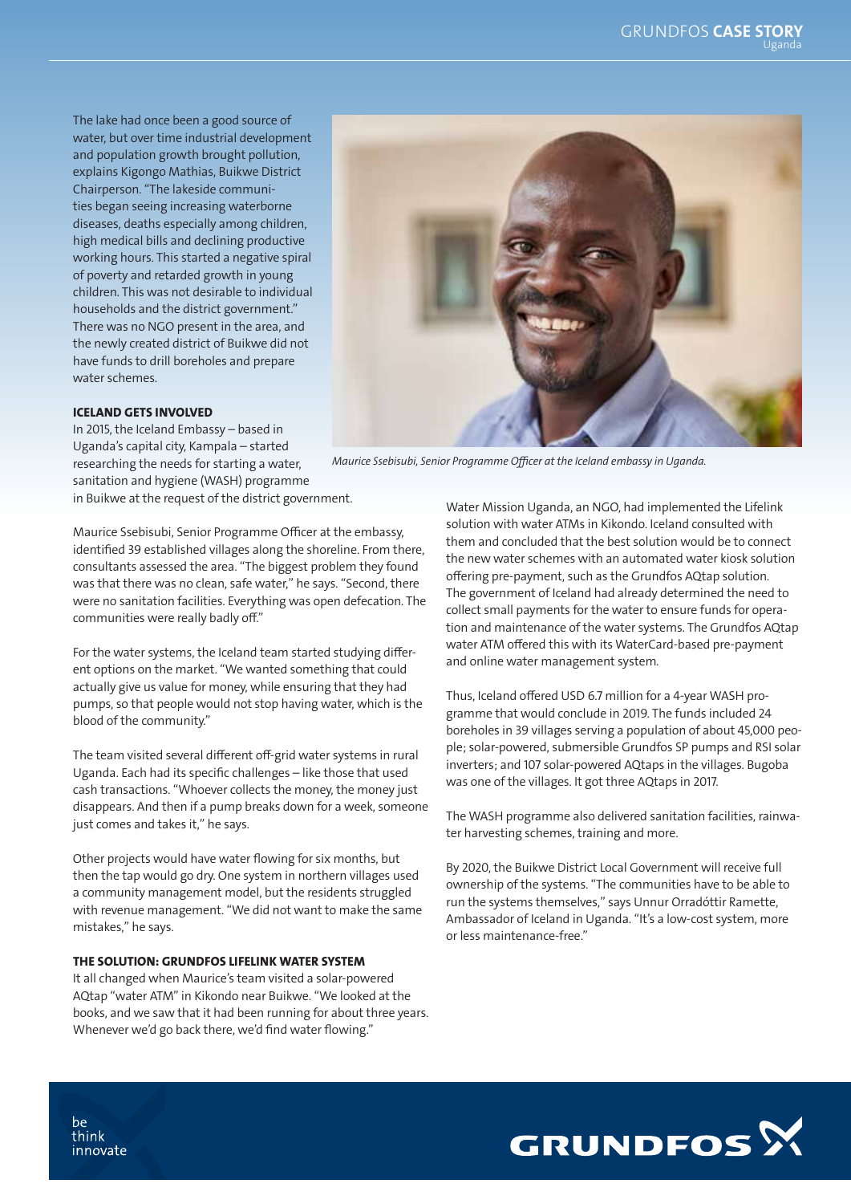The lake had once been a good source of water, but over time industrial development and population growth brought pollution, explains Kigongo Mathias, Buikwe District Chairperson. "The lakeside communities began seeing increasing waterborne diseases, deaths especially among children, high medical bills and declining productive working hours. This started a negative spiral of poverty and retarded growth in young children. This was not desirable to individual households and the district government." There was no NGO present in the area, and the newly created district of Buikwe did not have funds to drill boreholes and prepare water schemes.

*Maurice Ssebisubi, Senior Programme Officer at the Iceland embassy in Uganda.*

## ICELAND GETS INVOLVED

In 2015, the Iceland Embassy – based in Uganda's capital city, Kampala – started researching the needs for starting a water, sanitation and hygiene (WASH) programme in Buikwe at the request of the district government.

Maurice Ssebisubi, Senior Programme Officer at the embassy, identified 39 established villages along the shoreline. From there, consultants assessed the area. "The biggest problem they found was that there was no clean, safe water," he says. "Second, there were no sanitation facilities. Everything was open defecation. The communities were really badly off."

For the water systems, the Iceland team started studying different options on the market. "We wanted something that could actually give us value for money, while ensuring that they had pumps, so that people would not stop having water, which is the blood of the community."

The team visited several different off-grid water systems in rural Uganda. Each had its specific challenges – like those that used cash transactions. "Whoever collects the money, the money just disappears. And then if a pump breaks down for a week, someone just comes and takes it," he says.

Other projects would have water flowing for six months, but then the tap would go dry. One system in northern villages used a community management model, but the residents struggled with revenue management. "We did not want to make the same mistakes," he says.

## THE SOLUTION: GRUNDFOS LIFELINK WATER SYSTEM

It all changed when Maurice's team visited a solar-powered AQtap "water ATM" in Kikondo near Buikwe. "We looked at the books, and we saw that it had been running for about three years. Whenever we'd go back there, we'd find water flowing."

Water Mission Uganda, an NGO, had implemented the Lifelink solution with water ATMs in Kikondo. Iceland consulted with them and concluded that the best solution would be to connect the new water schemes with an automated water kiosk solution offering pre-payment, such as the Grundfos AQtap solution. The government of Iceland had already determined the need to collect small payments for the water to ensure funds for operation and maintenance of the water systems. The Grundfos AQtap water ATM offered this with its WaterCard-based pre-payment and online water management system.

Thus, Iceland offered USD 6.7 million for a 4-year WASH programme that would conclude in 2019. The funds included 24 boreholes in 39 villages serving a population of about 45,000 people; solar-powered, submersible Grundfos SP pumps and RSI solar inverters; and 107 solar-powered AQtaps in the villages. Bugoba was one of the villages. It got three AQtaps in 2017.

The WASH programme also delivered sanitation facilities, rainwater harvesting schemes, training and more.

By 2020, the Buikwe District Local Government will receive full ownership of the systems. "The communities have to be able to run the systems themselves," says Unnur Orradóttir Ramette, Ambassador of Iceland in Uganda. "It's a low-cost system, more or less maintenance-free."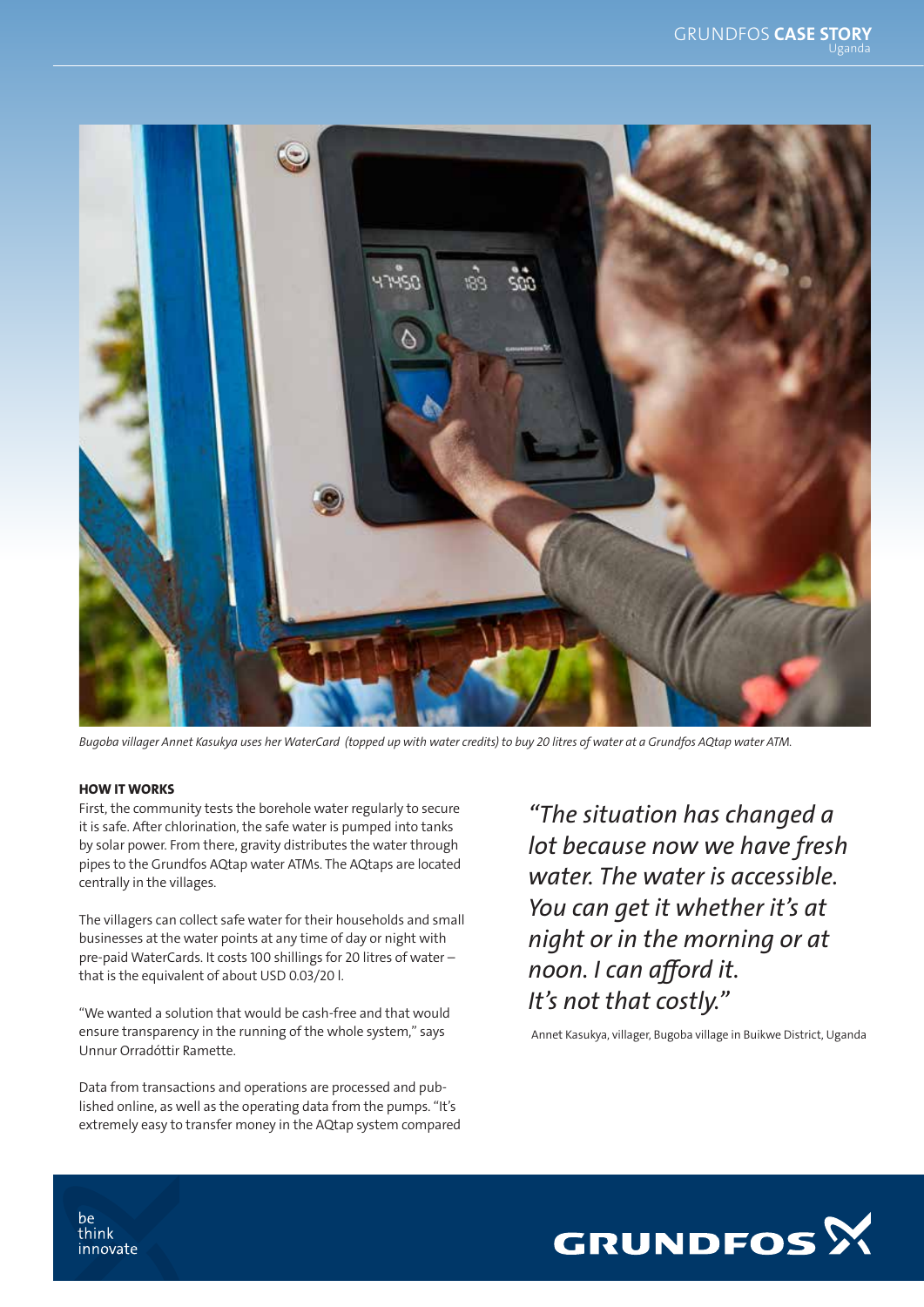*Bugoba villager Annet Kasukya uses her WaterCard (topped up with water credits) to buy 20 litres of water at a Grundfos AQtap water ATM.*

**HOW IT WORKS**

First, the community tests the borehole water regularly to secure it is safe. After chlorination, the safe water is pumped into tanks by solar power. From there, gravity distributes the water through pipes to the Grundfos AQtap water ATMs. The AQtaps are located centrally in the villages.

The villagers can collect safe water for their households and small businesses at the water points at any time of day or night with pre-paid WaterCards. It costs 100 shillings for 20 litres of water – that is the equivalent of about USD 0.03/20 l.

“We wanted a solution that would be cash-free and that would ensure transparency in the running of the whole system,” says Unnur Orradóttir Ramette.

Data from transactions and operations are processed and published online, as well as the operating data from the pumps. “It’s extremely easy to transfer money in the AQtap system compared

*“The situation has changed a lot because now we have fresh water. The water is accessible. You can get it whether it’s at night or in the morning or at noon. I can afford it. It’s not that costly.”*

Annet Kasukya, villager, Bugoba village in Buikwe District, Uganda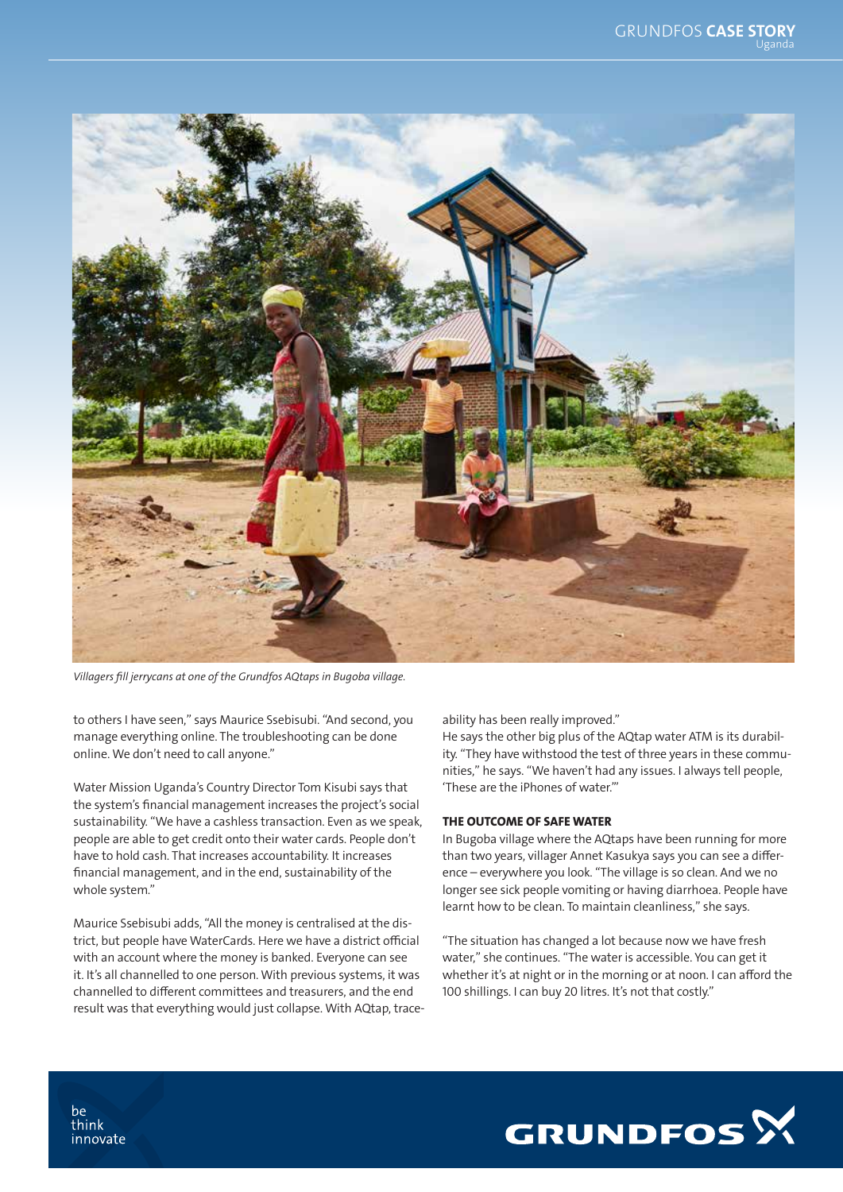*Villagers fill jerrycans at one of the Grundfos AQtaps in Bugoba village.*

to others I have seen," says Maurice Ssebisubi. "And second, you manage everything online. The troubleshooting can be done online. We don't need to call anyone."

Water Mission Uganda's Country Director Tom Kisubi says that the system's financial management increases the project's social sustainability. "We have a cashless transaction. Even as we speak, people are able to get credit onto their water cards. People don't have to hold cash. That increases accountability. It increases financial management, and in the end, sustainability of the whole system."

Maurice Ssebisubi adds, "All the money is centralised at the district, but people have WaterCards. Here we have a district official with an account where the money is banked. Everyone can see it. It's all channelled to one person. With previous systems, it was channelled to different committees and treasurers, and the end result was that everything would just collapse. With AQtap, traceability has been really improved."

He says the other big plus of the AQtap water ATM is its durability. "They have withstood the test of three years in these communities," he says. "We haven't had any issues. I always tell people, 'These are the iPhones of water.'"

**THE OUTCOME OF SAFE WATER**

In Bugoba village where the AQtaps have been running for more than two years, villager Annet Kasukya says you can see a difference – everywhere you look. "The village is so clean. And we no longer see sick people vomiting or having diarrhoea. People have learnt how to be clean. To maintain cleanliness," she says.

"The situation has changed a lot because now we have fresh water," she continues. "The water is accessible. You can get it whether it's at night or in the morning or at noon. I can afford the 100 shillings. I can buy 20 litres. It's not that costly."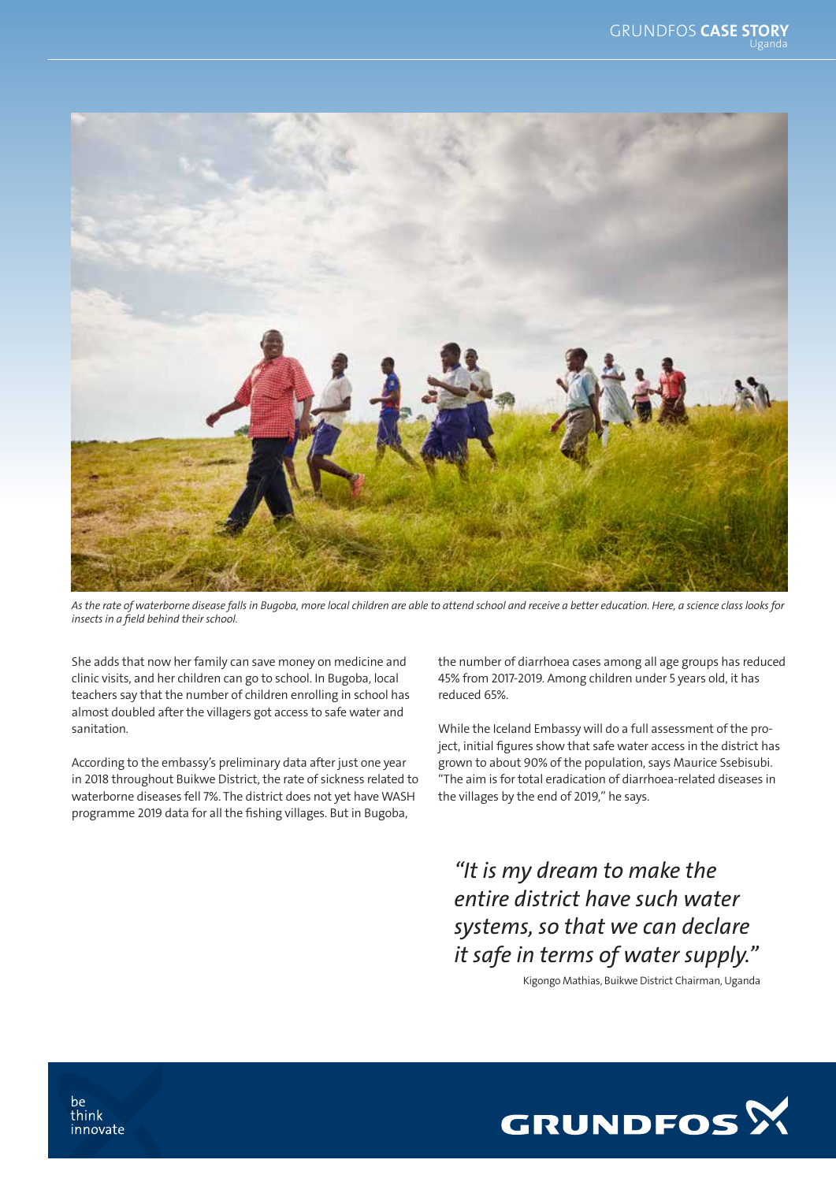*As the rate of waterborne disease falls in Bugoba, more local children are able to attend school and receive a better education. Here, a science class looks for insects in a field behind their school.*

She adds that now her family can save money on medicine and clinic visits, and her children can go to school. In Bugoba, local teachers say that the number of children enrolling in school has almost doubled after the villagers got access to safe water and sanitation.

According to the embassy's preliminary data after just one year in 2018 throughout Buikwe District, the rate of sickness related to waterborne diseases fell 7%. The district does not yet have WASH programme 2019 data for all the fishing villages. But in Bugoba, the number of diarrhoea cases among all age groups has reduced 45% from 2017-2019. Among children under 5 years old, it has reduced 65%.

While the Iceland Embassy will do a full assessment of the project, initial figures show that safe water access in the district has grown to about 90% of the population, says Maurice Ssebisubi. "The aim is for total eradication of diarrhoea-related diseases in the villages by the end of 2019," he says.

> *"It is my dream to make the entire district have such water systems, so that we can declare it safe in terms of water supply."*
>
> Kigongo Mathias, Buikwe District Chairman, Uganda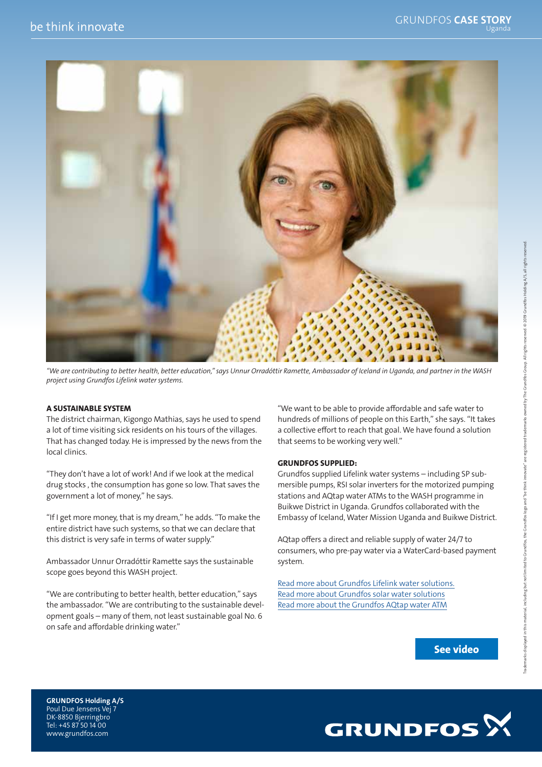*"We are contributing to better health, better education," says Unnur Orradóttir Ramette, Ambassador of Iceland in Uganda, and partner in the WASH project using Grundfos Lifelink water systems.*

**A SUSTAINABLE SYSTEM**

The district chairman, Kigongo Mathias, says he used to spend a lot of time visiting sick residents on his tours of the villages. That has changed today. He is impressed by the news from the local clinics.

"They don't have a lot of work! And if we look at the medical drug stocks , the consumption has gone so low. That saves the government a lot of money," he says.

"If I get more money, that is my dream," he adds. "To make the entire district have such systems, so that we can declare that this district is very safe in terms of water supply."

Ambassador Unnur Orradóttir Ramette says the sustainable scope goes beyond this WASH project.

"We are contributing to better health, better education," says the ambassador. "We are contributing to the sustainable development goals – many of them, not least sustainable goal No. 6 on safe and affordable drinking water."

"We want to be able to provide affordable and safe water to hundreds of millions of people on this Earth," she says. "It takes a collective effort to reach that goal. We have found a solution that seems to be working very well."

**GRUNDFOS SUPPLIED:**

Grundfos supplied Lifelink water systems – including SP submersible pumps, RSI solar inverters for the motorized pumping stations and AQtap water ATMs to the WASH programme in Buikwe District in Uganda. Grundfos collaborated with the Embassy of Iceland, Water Mission Uganda and Buikwe District.

AQtap offers a direct and reliable supply of water 24/7 to consumers, who pre-pay water via a WaterCard-based payment system.

Read more about Grundfos Lifelink water solutions.
Read more about Grundfos solar water solutions
Read more about the Grundfos AQtap water ATM

**See video**

**GRUNDFOS Holding A/S**
Poul Due Jensens Vej 7
DK-8850 Bjerringbro
Tel: +45 87 50 14 00
www.grundfos.com

Trademarks displayed in this material, including but not limited to Grundfos, the Grundfos logo and "be think innovate" are registered trademarks owned by The Grundfos Group. All rights reserved. © 2019 Grundfos Holding A/S, all rights reserved.